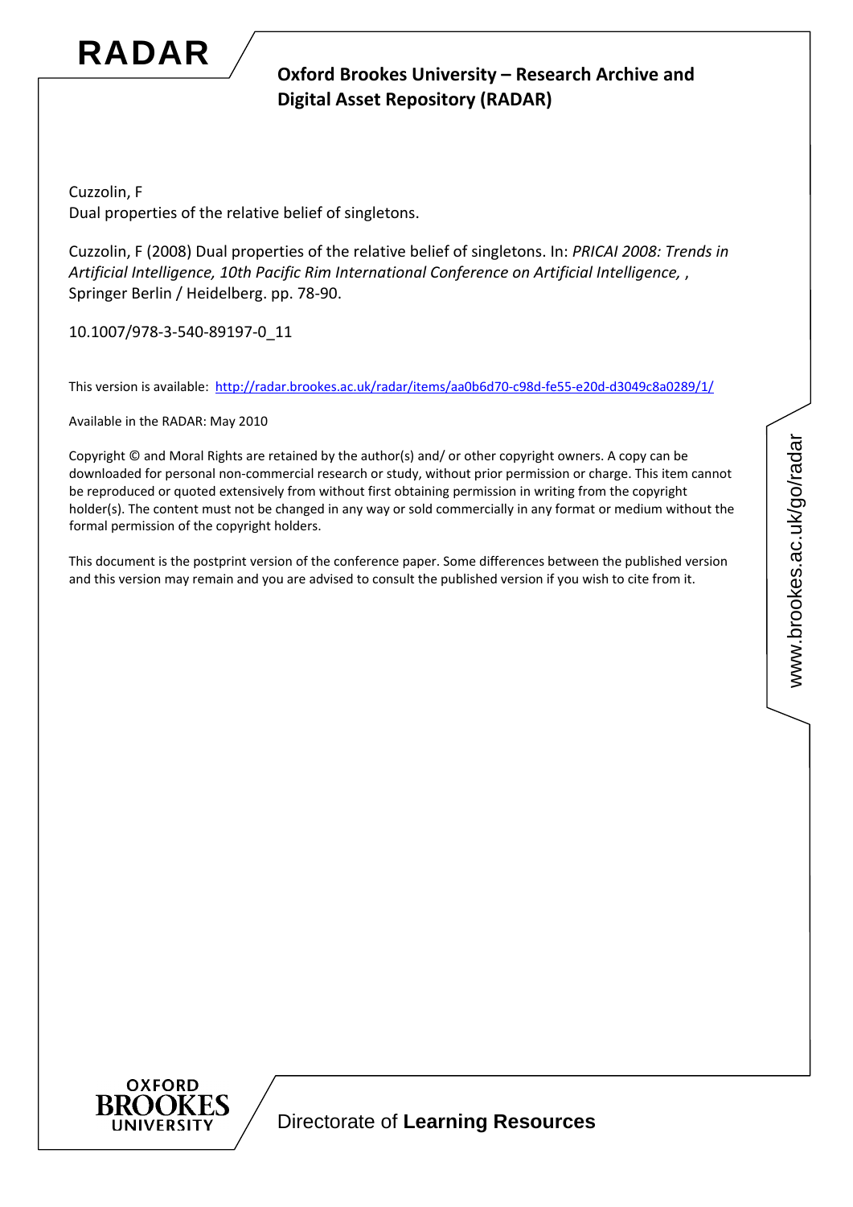# RADAR

**Oxford Brookes University – Research Archive and Digital Asset Repository (RADAR)**

Cuzzolin, F
Dual properties of the relative belief of singletons.

Cuzzolin, F (2008) Dual properties of the relative belief of singletons. In: *PRICAI 2008: Trends in Artificial Intelligence, 10th Pacific Rim International Conference on Artificial Intelligence,* , Springer Berlin / Heidelberg. pp. 78-90.

10.1007/978-3-540-89197-0_11

This version is available: http://radar.brookes.ac.uk/radar/items/aa0b6d70-c98d-fe55-e20d-d3049c8a0289/1/

Available in the RADAR: May 2010

Copyright © and Moral Rights are retained by the author(s) and/ or other copyright owners. A copy can be downloaded for personal non-commercial research or study, without prior permission or charge. This item cannot be reproduced or quoted extensively from without first obtaining permission in writing from the copyright holder(s). The content must not be changed in any way or sold commercially in any format or medium without the formal permission of the copyright holders.

This document is the postprint version of the conference paper. Some differences between the published version and this version may remain and you are advised to consult the published version if you wish to cite from it.

www.brookes.ac.uk/go/radar

OXFORD BROOKES UNIVERSITY

Directorate of **Learning Resources**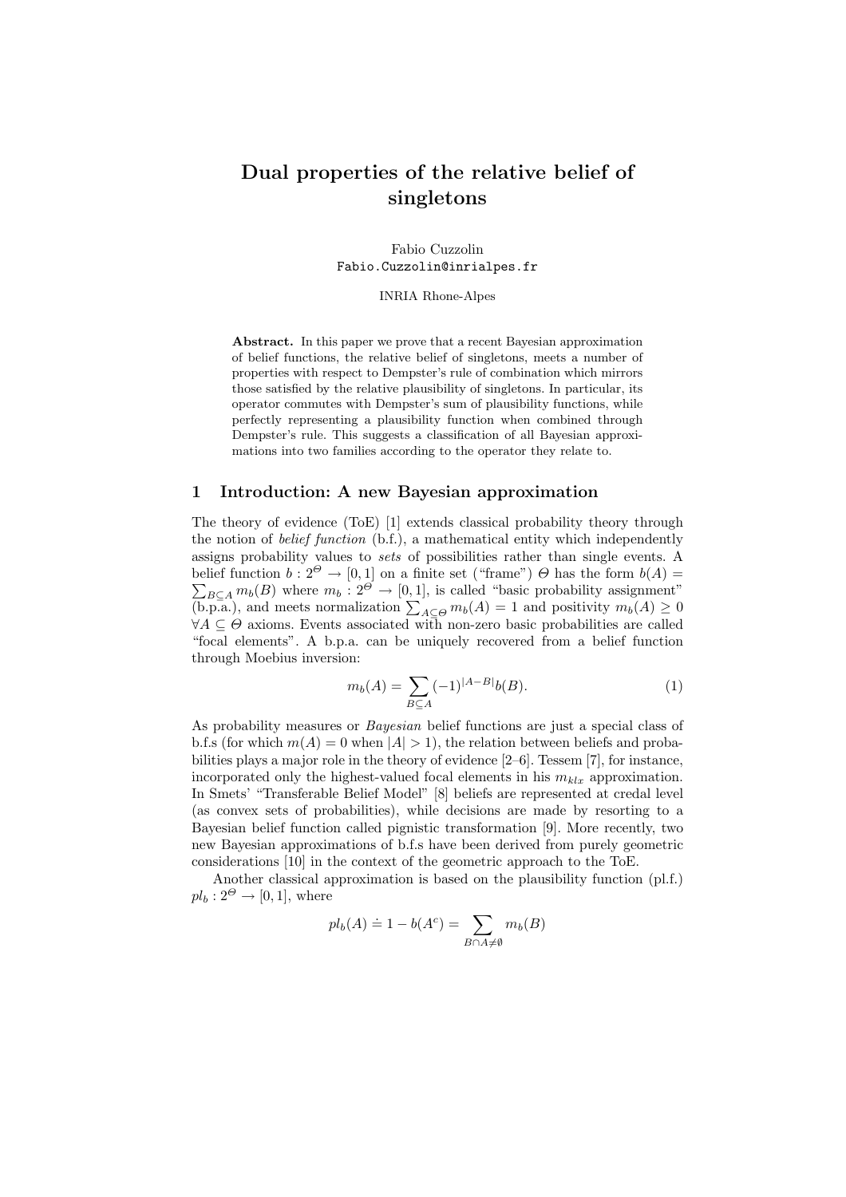# Dual properties of the relative belief of singletons

Fabio Cuzzolin
Fabio.Cuzzolin@inrialpes.fr

INRIA Rhone-Alpes

**Abstract.** In this paper we prove that a recent Bayesian approximation of belief functions, the relative belief of singletons, meets a number of properties with respect to Dempster's rule of combination which mirrors those satisfied by the relative plausibility of singletons. In particular, its operator commutes with Dempster's sum of plausibility functions, while perfectly representing a plausibility function when combined through Dempster's rule. This suggests a classification of all Bayesian approximations into two families according to the operator they relate to.

## 1 Introduction: A new Bayesian approximation

The theory of evidence (ToE) [1] extends classical probability theory through the notion of *belief function* (b.f.), a mathematical entity which independently assigns probability values to *sets* of possibilities rather than single events. A belief function $b : 2^{\Theta} \rightarrow [0, 1]$ on a finite set ("frame") $\Theta$ has the form $b(A) = \sum_{B \subseteq A} m_b(B)$ where $m_b : 2^{\Theta} \rightarrow [0, 1]$, is called "basic probability assignment" (b.p.a.), and meets normalization $\sum_{A \subseteq \Theta} m_b(A) = 1$ and positivity $m_b(A) \geq 0$ $\forall A \subseteq \Theta$ axioms. Events associated with non-zero basic probabilities are called "focal elements". A b.p.a. can be uniquely recovered from a belief function through Moebius inversion:

$$m_b(A) = \sum_{B \subseteq A} (-1)^{|A-B|} b(B). \tag{1}$$

As probability measures or *Bayesian* belief functions are just a special class of b.f.s (for which $m(A) = 0$ when $|A| > 1$), the relation between beliefs and probabilities plays a major role in the theory of evidence [2–6]. Tessem [7], for instance, incorporated only the highest-valued focal elements in his $m_{klx}$ approximation. In Smets' "Transferable Belief Model" [8] beliefs are represented at credal level (as convex sets of probabilities), while decisions are made by resorting to a Bayesian belief function called pignistic transformation [9]. More recently, two new Bayesian approximations of b.f.s have been derived from purely geometric considerations [10] in the context of the geometric approach to the ToE.

Another classical approximation is based on the plausibility function (pl.f.) $pl_b : 2^{\Theta} \rightarrow [0, 1]$, where

$$pl_b(A) \doteq 1 - b(A^c) = \sum_{B \cap A \neq \emptyset} m_b(B)$$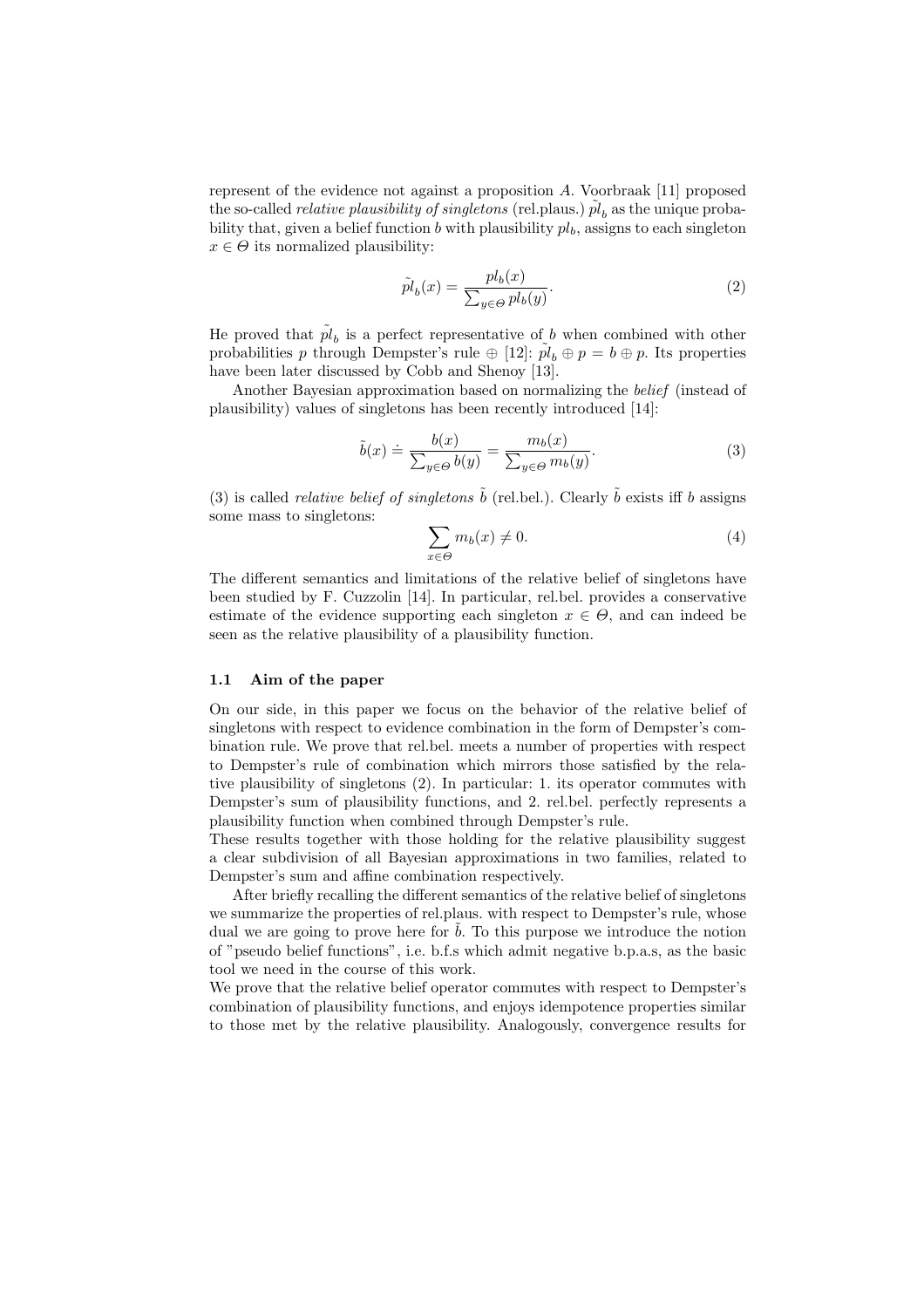represent of the evidence not against a proposition $A$. Voorbraak [11] proposed the so-called *relative plausibility of singletons* (rel.plaus.) $\tilde{pl}_b$ as the unique probability that, given a belief function $b$ with plausibility $pl_b$, assigns to each singleton $x \in \Theta$ its normalized plausibility:

$$\tilde{pl}_b(x) = \frac{pl_b(x)}{\sum_{y \in \Theta} pl_b(y)}. \tag{2}$$

He proved that $\tilde{pl}_b$ is a perfect representative of $b$ when combined with other probabilities $p$ through Dempster's rule $\oplus$ [12]: $\tilde{pl}_b \oplus p = b \oplus p$. Its properties have been later discussed by Cobb and Shenoy [13].

Another Bayesian approximation based on normalizing the *belief* (instead of plausibility) values of singletons has been recently introduced [14]:

$$\tilde{b}(x) \doteq \frac{b(x)}{\sum_{y \in \Theta} b(y)} = \frac{m_b(x)}{\sum_{y \in \Theta} m_b(y)}. \tag{3}$$

(3) is called *relative belief of singletons* $\tilde{b}$ (rel.bel.). Clearly $\tilde{b}$ exists iff $b$ assigns some mass to singletons:

$$\sum_{x \in \Theta} m_b(x) \neq 0. \tag{4}$$

The different semantics and limitations of the relative belief of singletons have been studied by F. Cuzzolin [14]. In particular, rel.bel. provides a conservative estimate of the evidence supporting each singleton $x \in \Theta$, and can indeed be seen as the relative plausibility of a plausibility function.

### 1.1 Aim of the paper

On our side, in this paper we focus on the behavior of the relative belief of singletons with respect to evidence combination in the form of Dempster's combination rule. We prove that rel.bel. meets a number of properties with respect to Dempster's rule of combination which mirrors those satisfied by the relative plausibility of singletons (2). In particular: 1. its operator commutes with Dempster's sum of plausibility functions, and 2. rel.bel. perfectly represents a plausibility function when combined through Dempster's rule.
These results together with those holding for the relative plausibility suggest a clear subdivision of all Bayesian approximations in two families, related to Dempster's sum and affine combination respectively.

After briefly recalling the different semantics of the relative belief of singletons we summarize the properties of rel.plaus. with respect to Dempster's rule, whose dual we are going to prove here for $\tilde{b}$. To this purpose we introduce the notion of "pseudo belief functions", i.e. b.f.s which admit negative b.p.a.s, as the basic tool we need in the course of this work.
We prove that the relative belief operator commutes with respect to Dempster's combination of plausibility functions, and enjoys idempotence properties similar to those met by the relative plausibility. Analogously, convergence results for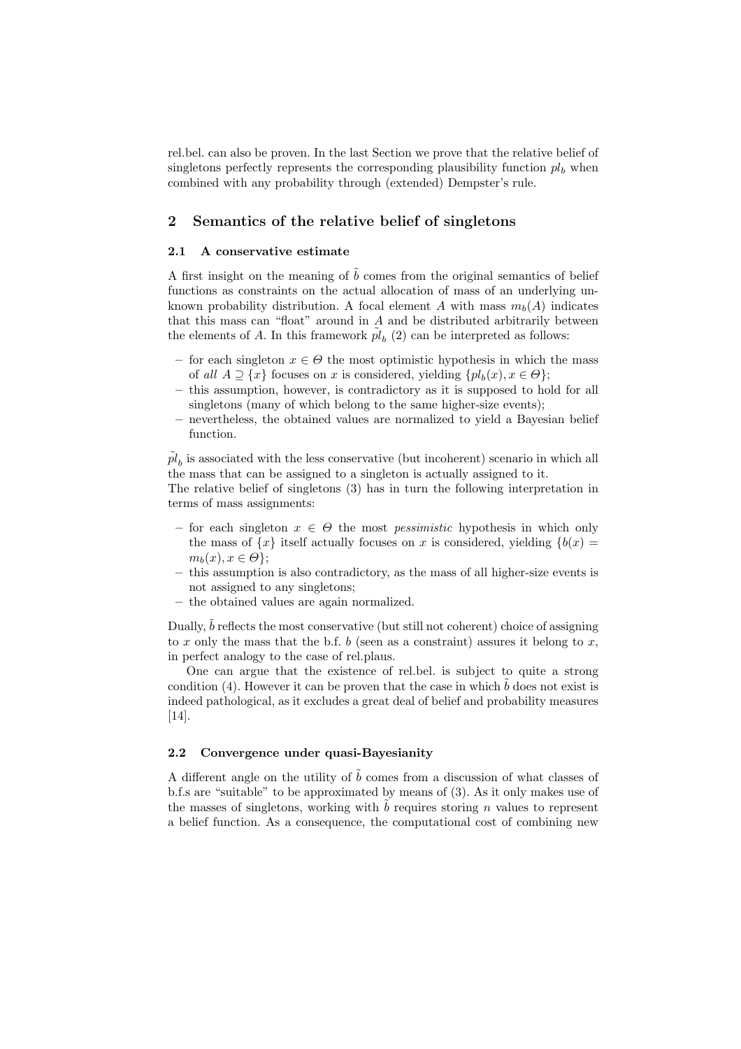rel.bel. can also be proven. In the last Section we prove that the relative belief of singletons perfectly represents the corresponding plausibility function $pl_b$ when combined with any probability through (extended) Dempster's rule.

## 2 Semantics of the relative belief of singletons

### 2.1 A conservative estimate

A first insight on the meaning of $\tilde{b}$ comes from the original semantics of belief functions as constraints on the actual allocation of mass of an underlying unknown probability distribution. A focal element $A$ with mass $m_b(A)$ indicates that this mass can "float" around in $A$ and be distributed arbitrarily between the elements of $A$. In this framework $\tilde{pl}_b$ (2) can be interpreted as follows:

- for each singleton $x \in \Theta$ the most optimistic hypothesis in which the mass of *all* $A \supseteq \{x\}$ focuses on $x$ is considered, yielding $\{pl_b(x), x \in \Theta\}$;
- this assumption, however, is contradictory as it is supposed to hold for all singletons (many of which belong to the same higher-size events);
- nevertheless, the obtained values are normalized to yield a Bayesian belief function.

$\tilde{pl}_b$ is associated with the less conservative (but incoherent) scenario in which all the mass that can be assigned to a singleton is actually assigned to it.
The relative belief of singletons (3) has in turn the following interpretation in terms of mass assignments:

- for each singleton $x \in \Theta$ the most *pessimistic* hypothesis in which only the mass of $\{x\}$ itself actually focuses on $x$ is considered, yielding $\{b(x) = m_b(x), x \in \Theta\}$;
- this assumption is also contradictory, as the mass of all higher-size events is not assigned to any singletons;
- the obtained values are again normalized.

Dually, $\tilde{b}$ reflects the most conservative (but still not coherent) choice of assigning to $x$ only the mass that the b.f. $b$ (seen as a constraint) assures it belong to $x$, in perfect analogy to the case of rel.plaus.

One can argue that the existence of rel.bel. is subject to quite a strong condition (4). However it can be proven that the case in which $\tilde{b}$ does not exist is indeed pathological, as it excludes a great deal of belief and probability measures [14].

### 2.2 Convergence under quasi-Bayesianity

A different angle on the utility of $\tilde{b}$ comes from a discussion of what classes of b.f.s are "suitable" to be approximated by means of (3). As it only makes use of the masses of singletons, working with $\tilde{b}$ requires storing $n$ values to represent a belief function. As a consequence, the computational cost of combining new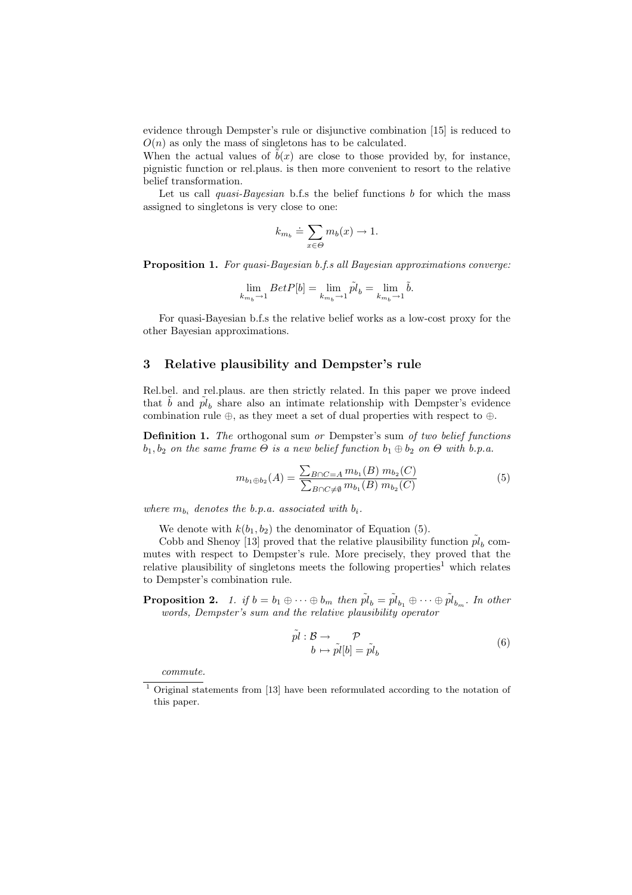evidence through Dempster's rule or disjunctive combination [15] is reduced to $O(n)$ as only the mass of singletons has to be calculated.
When the actual values of $\tilde{b}(x)$ are close to those provided by, for instance, pignistic function or rel.plaus. is then more convenient to resort to the relative belief transformation.

Let us call *quasi-Bayesian* b.f.s the belief functions $b$ for which the mass assigned to singletons is very close to one:

$$k_{m_b} \doteq \sum_{x \in \Theta} m_b(x) \to 1.$$

**Proposition 1.** *For quasi-Bayesian b.f.s all Bayesian approximations converge:*

$$\lim_{k_{m_b} \to 1} BetP[b] = \lim_{k_{m_b} \to 1} \tilde{pl}_b = \lim_{k_{m_b} \to 1} \tilde{b}.$$

For quasi-Bayesian b.f.s the relative belief works as a low-cost proxy for the other Bayesian approximations.

## 3 Relative plausibility and Dempster's rule

Rel.bel. and rel.plaus. are then strictly related. In this paper we prove indeed that $\tilde{b}$ and $\tilde{pl}_b$ share also an intimate relationship with Dempster's evidence combination rule $\oplus$, as they meet a set of dual properties with respect to $\oplus$.

**Definition 1.** *The* orthogonal sum *or* Dempster's sum *of two belief functions $b_1, b_2$ on the same frame $\Theta$ is a new belief function $b_1 \oplus b_2$ on $\Theta$ with b.p.a.*

$$m_{b_1 \oplus b_2}(A) = \frac{\sum_{B \cap C = A} m_{b_1}(B)\ m_{b_2}(C)}{\sum_{B \cap C \neq \emptyset} m_{b_1}(B)\ m_{b_2}(C)} \tag{5}$$

*where $m_{b_i}$ denotes the b.p.a. associated with $b_i$.*

We denote with $k(b_1, b_2)$ the denominator of Equation (5).

Cobb and Shenoy [13] proved that the relative plausibility function $\tilde{pl}_b$ commutes with respect to Dempster's rule. More precisely, they proved that the relative plausibility of singletons meets the following properties[1] which relates to Dempster's combination rule.

**Proposition 2.** *1. if $b = b_1 \oplus \cdots \oplus b_m$ then $\tilde{pl}_b = \tilde{pl}_{b_1} \oplus \cdots \oplus \tilde{pl}_{b_m}$. In other words, Dempster's sum and the relative plausibility operator*

$$\begin{array}{rl} \tilde{pl} : \mathcal{B} \to & \mathcal{P} \\ b \mapsto & \tilde{pl}[b] = \tilde{pl}_b \end{array} \tag{6}$$

*commute.*

[1] Original statements from [13] have been reformulated according to the notation of this paper.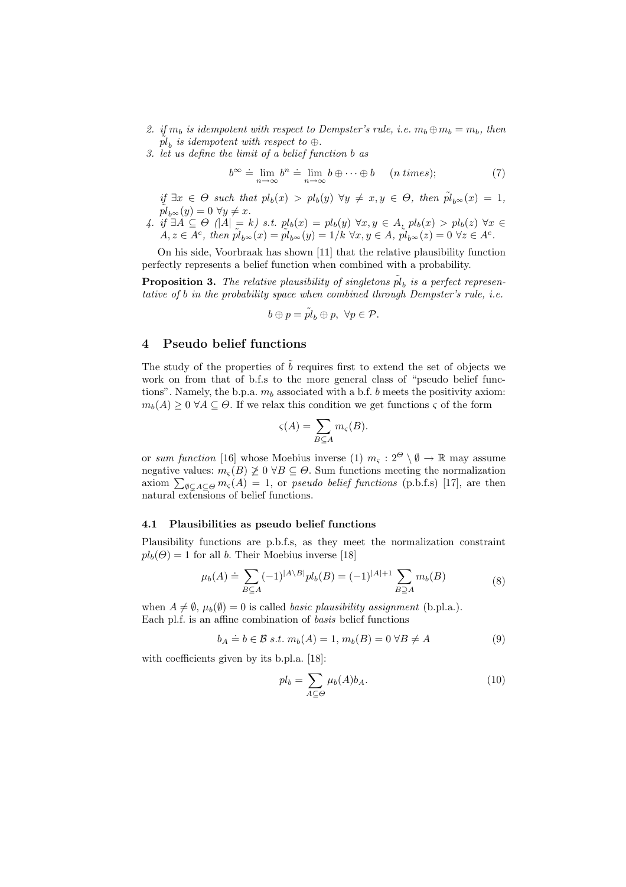2. *if $m_b$ is idempotent with respect to Dempster's rule, i.e. $m_b \oplus m_b = m_b$, then $\tilde{pl}_b$ is idempotent with respect to $\oplus$.*
3. *let us define the limit of a belief function $b$ as*

$$b^\infty \doteq \lim_{n\to\infty} b^n \doteq \lim_{n\to\infty} b \oplus \cdots \oplus b \quad (n \text{ times}); \tag{7}$$

*if $\exists x \in \Theta$ such that $pl_b(x) > pl_b(y)$ $\forall y \neq x, y \in \Theta$, then $\tilde{pl}_{b^\infty}(x) = 1$, $\tilde{pl}_{b^\infty}(y) = 0$ $\forall y \neq x$.*

4. *if $\exists A \subseteq \Theta$ ($|A| = k$) s.t. $pl_b(x) = pl_b(y)$ $\forall x, y \in A$, $pl_b(x) > pl_b(z)$ $\forall x \in A, z \in A^c$, then $\tilde{pl}_{b^\infty}(x) = \tilde{pl}_{b^\infty}(y) = 1/k$ $\forall x, y \in A$, $\tilde{pl}_{b^\infty}(z) = 0$ $\forall z \in A^c$.*

On his side, Voorbraak has shown [11] that the relative plausibility function perfectly represents a belief function when combined with a probability.

**Proposition 3.** *The relative plausibility of singletons $\tilde{pl}_b$ is a perfect representative of $b$ in the probability space when combined through Dempster's rule, i.e.*

$$b \oplus p = \tilde{pl}_b \oplus p, \ \forall p \in \mathcal{P}.$$

## 4 Pseudo belief functions

The study of the properties of $\tilde{b}$ requires first to extend the set of objects we work on from that of b.f.s to the more general class of "pseudo belief functions". Namely, the b.p.a. $m_b$ associated with a b.f. $b$ meets the positivity axiom: $m_b(A) \geq 0$ $\forall A \subseteq \Theta$. If we relax this condition we get functions $\varsigma$ of the form

$$\varsigma(A) = \sum_{B\subseteq A} m_\varsigma(B).$$

or *sum function* [16] whose Moebius inverse (1) $m_\varsigma : 2^\Theta \setminus \emptyset \to \mathbb{R}$ may assume negative values: $m_\varsigma(B) \not\geq 0$ $\forall B \subseteq \Theta$. Sum functions meeting the normalization axiom $\sum_{\emptyset\subsetneq A\subseteq\Theta} m_\varsigma(A) = 1$, or *pseudo belief functions* (p.b.f.s) [17], are then natural extensions of belief functions.

### 4.1 Plausibilities as pseudo belief functions

Plausibility functions are p.b.f.s, as they meet the normalization constraint $pl_b(\Theta) = 1$ for all $b$. Their Moebius inverse [18]

$$\mu_b(A) \doteq \sum_{B\subseteq A} (-1)^{|A\setminus B|} pl_b(B) = (-1)^{|A|+1} \sum_{B\supseteq A} m_b(B) \tag{8}$$

when $A \neq \emptyset$, $\mu_b(\emptyset) = 0$ is called *basic plausibility assignment* (b.pl.a.). Each pl.f. is an affine combination of *basis* belief functions

$$b_A \doteq b \in \mathcal{B} \ s.t. \ m_b(A) = 1, \ m_b(B) = 0 \ \forall B \neq A \tag{9}$$

with coefficients given by its b.pl.a. [18]:

$$pl_b = \sum_{A\subseteq\Theta} \mu_b(A) b_A. \tag{10}$$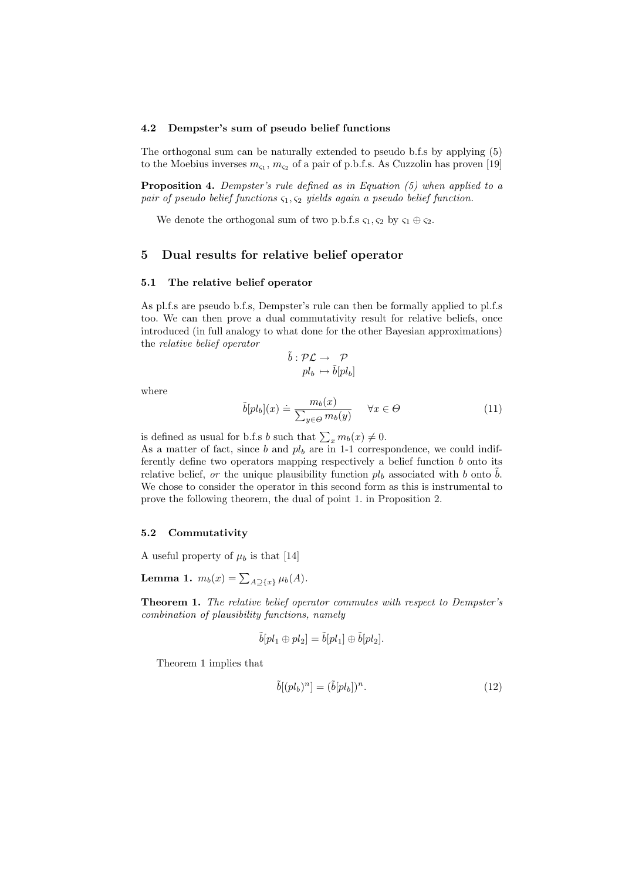### 4.2 Dempster's sum of pseudo belief functions

The orthogonal sum can be naturally extended to pseudo b.f.s by applying (5) to the Moebius inverses $m_{\varsigma_1}$, $m_{\varsigma_2}$ of a pair of p.b.f.s. As Cuzzolin has proven [19]

**Proposition 4.** *Dempster's rule defined as in Equation (5) when applied to a pair of pseudo belief functions $\varsigma_1, \varsigma_2$ yields again a pseudo belief function.*

We denote the orthogonal sum of two p.b.f.s $\varsigma_1, \varsigma_2$ by $\varsigma_1 \oplus \varsigma_2$.

## 5 Dual results for relative belief operator

### 5.1 The relative belief operator

As pl.f.s are pseudo b.f.s, Dempster's rule can then be formally applied to pl.f.s too. We can then prove a dual commutativity result for relative beliefs, once introduced (in full analogy to what done for the other Bayesian approximations) the *relative belief operator*

$$\begin{aligned} \tilde{b} : \mathcal{PL} &\rightarrow \mathcal{P} \\ pl_b &\mapsto \tilde{b}[pl_b] \end{aligned}$$

where

$$\tilde{b}[pl_b](x) \doteq \frac{m_b(x)}{\sum_{y \in \Theta} m_b(y)} \qquad \forall x \in \Theta \tag{11}$$

is defined as usual for b.f.s $b$ such that $\sum_x m_b(x) \neq 0$.
As a matter of fact, since $b$ and $pl_b$ are in 1-1 correspondence, we could indifferently define two operators mapping respectively a belief function $b$ onto its relative belief, *or* the unique plausibility function $pl_b$ associated with $b$ onto $\tilde{b}$. We chose to consider the operator in this second form as this is instrumental to prove the following theorem, the dual of point 1. in Proposition 2.

### 5.2 Commutativity

A useful property of $\mu_b$ is that [14]

**Lemma 1.** $m_b(x) = \sum_{A \supseteq \{x\}} \mu_b(A)$.

**Theorem 1.** *The relative belief operator commutes with respect to Dempster's combination of plausibility functions, namely*

$$\tilde{b}[pl_1 \oplus pl_2] = \tilde{b}[pl_1] \oplus \tilde{b}[pl_2].$$

Theorem 1 implies that

$$\tilde{b}[(pl_b)^n] = (\tilde{b}[pl_b])^n. \tag{12}$$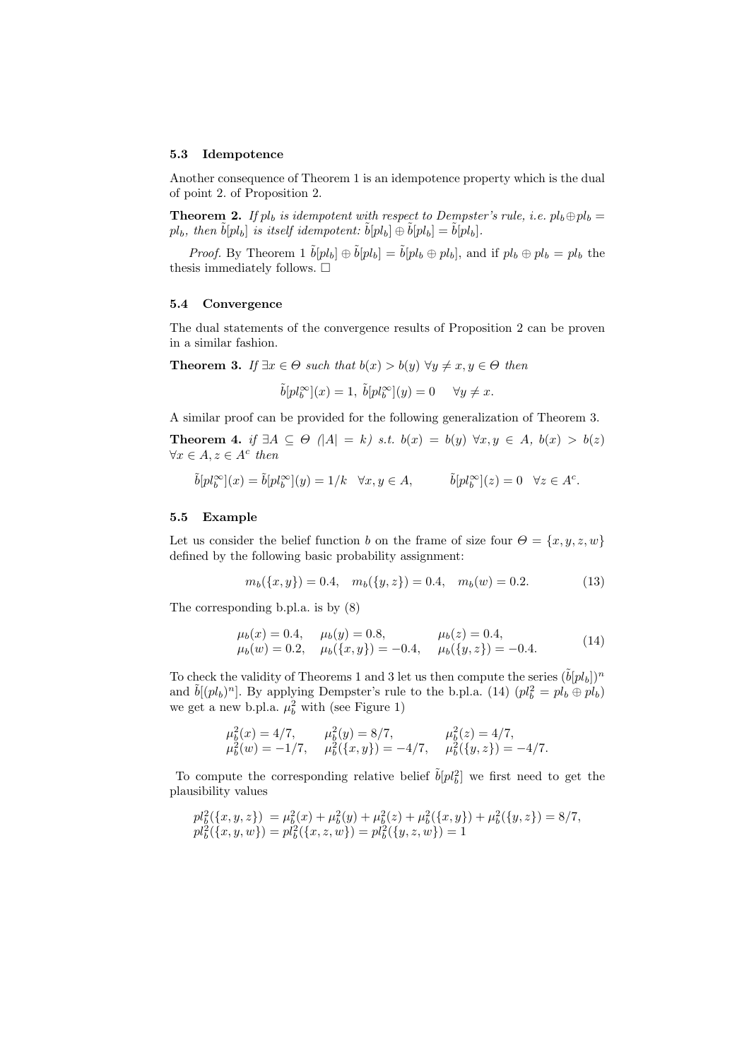### 5.3 Idempotence

Another consequence of Theorem 1 is an idempotence property which is the dual of point 2. of Proposition 2.

**Theorem 2.** *If $pl_b$ is idempotent with respect to Dempster's rule, i.e. $pl_b \oplus pl_b = pl_b$, then $\tilde{b}[pl_b]$ is itself idempotent: $\tilde{b}[pl_b] \oplus \tilde{b}[pl_b] = \tilde{b}[pl_b]$.*

*Proof.* By Theorem 1 $\tilde{b}[pl_b] \oplus \tilde{b}[pl_b] = \tilde{b}[pl_b \oplus pl_b]$, and if $pl_b \oplus pl_b = pl_b$ the thesis immediately follows. □

### 5.4 Convergence

The dual statements of the convergence results of Proposition 2 can be proven in a similar fashion.

**Theorem 3.** *If $\exists x \in \Theta$ such that $b(x) > b(y)$ $\forall y \neq x, y \in \Theta$ then*

$$\tilde{b}[pl_b^\infty](x) = 1, \; \tilde{b}[pl_b^\infty](y) = 0 \quad \forall y \neq x.$$

A similar proof can be provided for the following generalization of Theorem 3.

**Theorem 4.** *if $\exists A \subseteq \Theta$ $(|A| = k)$ s.t. $b(x) = b(y)$ $\forall x, y \in A$, $b(x) > b(z)$ $\forall x \in A, z \in A^c$ then*

$$\tilde{b}[pl_b^\infty](x) = \tilde{b}[pl_b^\infty](y) = 1/k \quad \forall x, y \in A, \qquad \tilde{b}[pl_b^\infty](z) = 0 \quad \forall z \in A^c.$$

### 5.5 Example

Let us consider the belief function $b$ on the frame of size four $\Theta = \{x, y, z, w\}$ defined by the following basic probability assignment:

$$m_b(\{x, y\}) = 0.4, \quad m_b(\{y, z\}) = 0.4, \quad m_b(w) = 0.2. \tag{13}$$

The corresponding b.pl.a. is by (8)

$$\begin{array}{lll} \mu_b(x) = 0.4, & \mu_b(y) = 0.8, & \mu_b(z) = 0.4, \\ \mu_b(w) = 0.2, & \mu_b(\{x, y\}) = -0.4, & \mu_b(\{y, z\}) = -0.4. \end{array} \tag{14}$$

To check the validity of Theorems 1 and 3 let us then compute the series $(\tilde{b}[pl_b])^n$ and $\tilde{b}[(pl_b)^n]$. By applying Dempster's rule to the b.pl.a. (14) $(pl_b^2 = pl_b \oplus pl_b)$ we get a new b.pl.a. $\mu_b^2$ with (see Figure 1)

$$\begin{array}{lll} \mu_b^2(x) = 4/7, & \mu_b^2(y) = 8/7, & \mu_b^2(z) = 4/7, \\ \mu_b^2(w) = -1/7, & \mu_b^2(\{x, y\}) = -4/7, & \mu_b^2(\{y, z\}) = -4/7. \end{array}$$

To compute the corresponding relative belief $\tilde{b}[pl_b^2]$ we first need to get the plausibility values

$$\begin{array}{l} pl_b^2(\{x, y, z\}) = \mu_b^2(x) + \mu_b^2(y) + \mu_b^2(z) + \mu_b^2(\{x, y\}) + \mu_b^2(\{y, z\}) = 8/7, \\ pl_b^2(\{x, y, w\}) = pl_b^2(\{x, z, w\}) = pl_b^2(\{y, z, w\}) = 1 \end{array}$$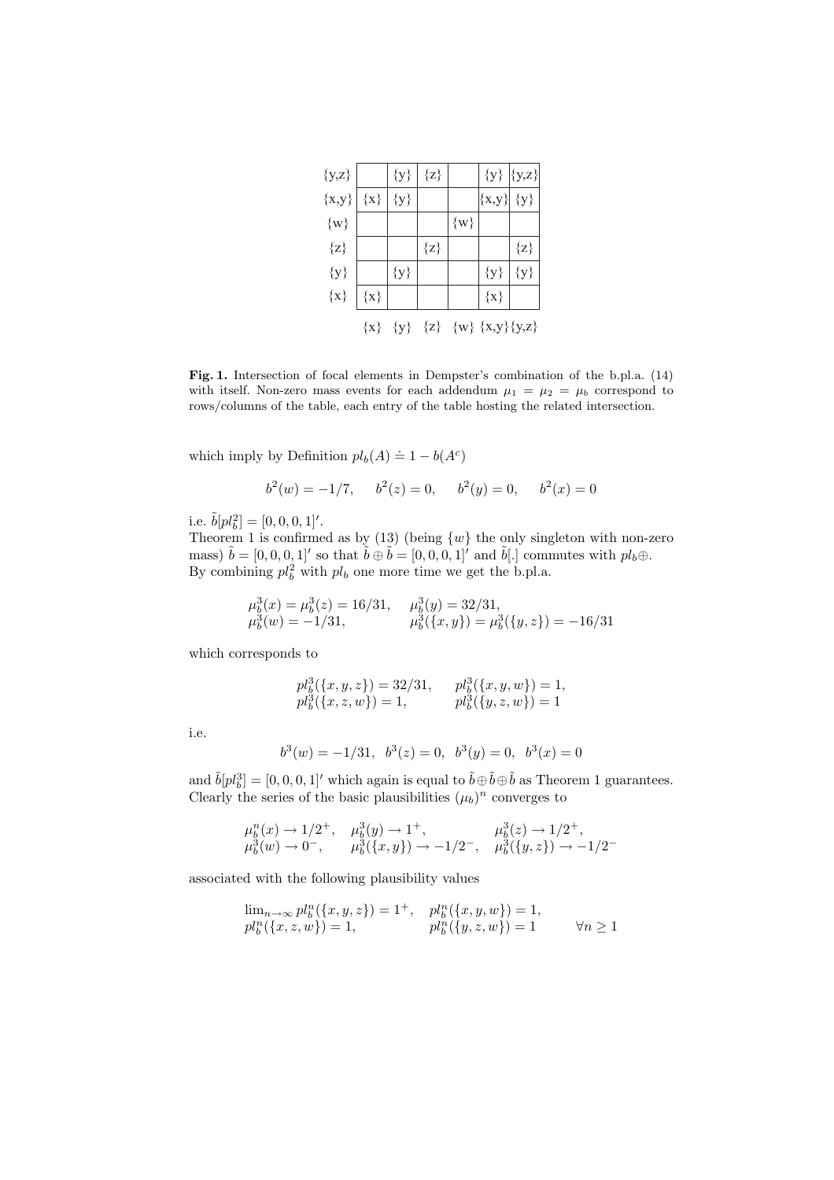| | {x} | {y} | {z} | {w} | {x,y} | {y,z} |
|---|---|---|---|---|---|---|
| {y,z} | | {y} | {z} | | {y} | {y,z} |
| {x,y} | {x} | {y} | | | {x,y} | {y} |
| {w} | | | | {w} | | |
| {z} | | | {z} | | | {z} |
| {y} | | {y} | | | {y} | {y} |
| {x} | {x} | | | | {x} | |

**Fig. 1.** Intersection of focal elements in Dempster's combination of the b.pl.a. (14) with itself. Non-zero mass events for each addendum $\mu_1 = \mu_2 = \mu_b$ correspond to rows/columns of the table, each entry of the table hosting the related intersection.

which imply by Definition $pl_b(A) \doteq 1 - b(A^c)$

$$b^2(w) = -1/7, \quad b^2(z) = 0, \quad b^2(y) = 0, \quad b^2(x) = 0$$

i.e. $\tilde{b}[pl_b^2] = [0, 0, 0, 1]'$.

Theorem 1 is confirmed as by (13) (being $\{w\}$ the only singleton with non-zero mass) $\tilde{b} = [0, 0, 0, 1]'$ so that $\tilde{b} \oplus \tilde{b} = [0, 0, 0, 1]'$ and $\tilde{b}[.]$ commutes with $pl_b\oplus$.

By combining $pl_b^2$ with $pl_b$ one more time we get the b.pl.a.

$$\begin{array}{ll} \mu_b^3(x) = \mu_b^3(z) = 16/31, & \mu_b^3(y) = 32/31, \\ \mu_b^3(w) = -1/31, & \mu_b^3(\{x, y\}) = \mu_b^3(\{y, z\}) = -16/31 \end{array}$$

which corresponds to

$$\begin{array}{ll} pl_b^3(\{x, y, z\}) = 32/31, & pl_b^3(\{x, y, w\}) = 1, \\ pl_b^3(\{x, z, w\}) = 1, & pl_b^3(\{y, z, w\}) = 1 \end{array}$$

i.e.

$$b^3(w) = -1/31, \;\; b^3(z) = 0, \;\; b^3(y) = 0, \;\; b^3(x) = 0$$

and $\tilde{b}[pl_b^3] = [0, 0, 0, 1]'$ which again is equal to $\tilde{b} \oplus \tilde{b} \oplus \tilde{b}$ as Theorem 1 guarantees. Clearly the series of the basic plausibilities $(\mu_b)^n$ converges to

$$\begin{array}{lll} \mu_b^n(x) \to 1/2^+, & \mu_b^3(y) \to 1^+, & \mu_b^3(z) \to 1/2^+, \\ \mu_b^3(w) \to 0^-, & \mu_b^3(\{x, y\}) \to -1/2^-, & \mu_b^3(\{y, z\}) \to -1/2^- \end{array}$$

associated with the following plausibility values

$$\begin{array}{lll} \lim_{n \to \infty} pl_b^n(\{x, y, z\}) = 1^+, & pl_b^n(\{x, y, w\}) = 1, & \\ pl_b^n(\{x, z, w\}) = 1, & pl_b^n(\{y, z, w\}) = 1 & \forall n \geq 1 \end{array}$$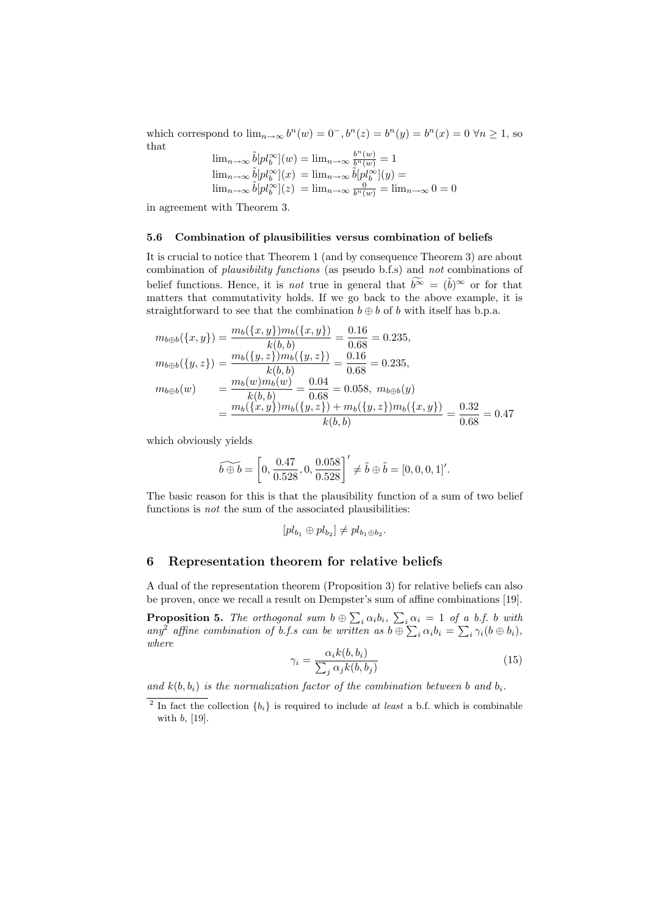which correspond to $\lim_{n\to\infty} b^n(w) = 0^-, b^n(z) = b^n(y) = b^n(x) = 0 \ \forall n \geq 1$, so that

$$
\begin{array}{l}
\lim_{n\to\infty} \tilde{b}[pl_b^\infty](w) = \lim_{n\to\infty} \frac{b^n(w)}{b^n(w)} = 1 \\
\lim_{n\to\infty} \tilde{b}[pl_b^\infty](x) = \lim_{n\to\infty} \tilde{b}[pl_b^\infty](y) = \\
\lim_{n\to\infty} \tilde{b}[pl_b^\infty](z) = \lim_{n\to\infty} \frac{0}{b^n(w)} = \lim_{n\to\infty} 0 = 0
\end{array}
$$

in agreement with Theorem 3.

### 5.6 Combination of plausibilities versus combination of beliefs

It is crucial to notice that Theorem 1 (and by consequence Theorem 3) are about combination of *plausibility functions* (as pseudo b.f.s) and *not* combinations of belief functions. Hence, it is *not* true in general that $\widetilde{b^\infty} = (\tilde{b})^\infty$ or for that matters that commutativity holds. If we go back to the above example, it is straightforward to see that the combination $b \oplus b$ of $b$ with itself has b.p.a.

$$
\begin{aligned}
m_{b\oplus b}(\{x,y\}) &= \frac{m_b(\{x,y\})m_b(\{x,y\})}{k(b,b)} = \frac{0.16}{0.68} = 0.235, \\
m_{b\oplus b}(\{y,z\}) &= \frac{m_b(\{y,z\})m_b(\{y,z\})}{k(b,b)} = \frac{0.16}{0.68} = 0.235, \\
m_{b\oplus b}(w) \quad &= \frac{m_b(w)m_b(w)}{k(b,b)} = \frac{0.04}{0.68} = 0.058, \ m_{b\oplus b}(y) \\
&= \frac{m_b(\{x,y\})m_b(\{y,z\}) + m_b(\{y,z\})m_b(\{x,y\})}{k(b,b)} = \frac{0.32}{0.68} = 0.47
\end{aligned}
$$

which obviously yields

$$
\widetilde{b \oplus b} = \left[0, \frac{0.47}{0.528}, 0, \frac{0.058}{0.528}\right]' \neq \tilde{b} \oplus \tilde{b} = [0,0,0,1]'.
$$

The basic reason for this is that the plausibility function of a sum of two belief functions is *not* the sum of the associated plausibilities:

$$
[pl_{b_1} \oplus pl_{b_2}] \neq pl_{b_1 \oplus b_2}.
$$

## 6 Representation theorem for relative beliefs

A dual of the representation theorem (Proposition 3) for relative beliefs can also be proven, once we recall a result on Dempster's sum of affine combinations [19].

**Proposition 5.** *The orthogonal sum $b \oplus \sum_i \alpha_i b_i$, $\sum_i \alpha_i = 1$ of a b.f. $b$ with any*[2] *affine combination of b.f.s can be written as $b \oplus \sum_i \alpha_i b_i = \sum_i \gamma_i (b \oplus b_i)$, where*

$$
\gamma_i = \frac{\alpha_i k(b,b_i)}{\sum_j \alpha_j k(b,b_j)} \tag{15}
$$

*and $k(b,b_i)$ is the normalization factor of the combination between $b$ and $b_i$.*

[2] In fact the collection $\{b_i\}$ is required to include *at least* a b.f. which is combinable with $b$, [19].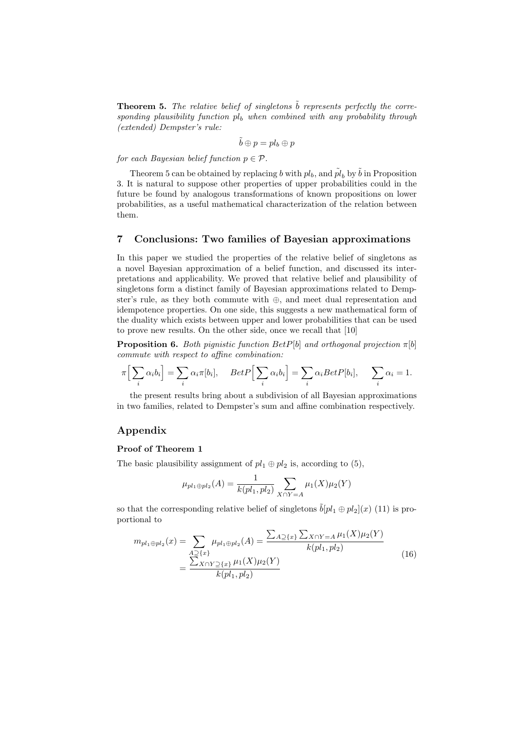**Theorem 5.** *The relative belief of singletons $\tilde{b}$ represents perfectly the corresponding plausibility function $pl_b$ when combined with any probability through (extended) Dempster's rule:*

$$\tilde{b} \oplus p = pl_b \oplus p$$

*for each Bayesian belief function $p \in \mathcal{P}$.*

Theorem 5 can be obtained by replacing $b$ with $pl_b$, and $\tilde{pl}_b$ by $\tilde{b}$ in Proposition 3. It is natural to suppose other properties of upper probabilities could in the future be found by analogous transformations of known propositions on lower probabilities, as a useful mathematical characterization of the relation between them.

## 7 Conclusions: Two families of Bayesian approximations

In this paper we studied the properties of the relative belief of singletons as a novel Bayesian approximation of a belief function, and discussed its interpretations and applicability. We proved that relative belief and plausibility of singletons form a distinct family of Bayesian approximations related to Dempster's rule, as they both commute with $\oplus$, and meet dual representation and idempotence properties. On one side, this suggests a new mathematical form of the duality which exists between upper and lower probabilities that can be used to prove new results. On the other side, once we recall that [10]

**Proposition 6.** *Both pignistic function $BetP[b]$ and orthogonal projection $\pi[b]$ commute with respect to affine combination:*

$$\pi\Big[\sum_i \alpha_i b_i\Big] = \sum_i \alpha_i \pi[b_i], \quad BetP\Big[\sum_i \alpha_i b_i\Big] = \sum_i \alpha_i BetP[b_i], \quad \sum_i \alpha_i = 1.$$

the present results bring about a subdivision of all Bayesian approximations in two families, related to Dempster's sum and affine combination respectively.

## Appendix

### Proof of Theorem 1

The basic plausibility assignment of $pl_1 \oplus pl_2$ is, according to (5),

$$\mu_{pl_1 \oplus pl_2}(A) = \frac{1}{k(pl_1, pl_2)} \sum_{X \cap Y = A} \mu_1(X)\mu_2(Y)$$

so that the corresponding relative belief of singletons $\tilde{b}[pl_1 \oplus pl_2](x)$ (11) is proportional to

$$\begin{aligned} m_{pl_1 \oplus pl_2}(x) &= \sum_{A \supseteq \{x\}} \mu_{pl_1 \oplus pl_2}(A) = \frac{\sum_{A \supseteq \{x\}} \sum_{X \cap Y = A} \mu_1(X)\mu_2(Y)}{k(pl_1, pl_2)} \\ &= \frac{\sum_{X \cap Y \supseteq \{x\}} \mu_1(X)\mu_2(Y)}{k(pl_1, pl_2)} \end{aligned} \tag{16}$$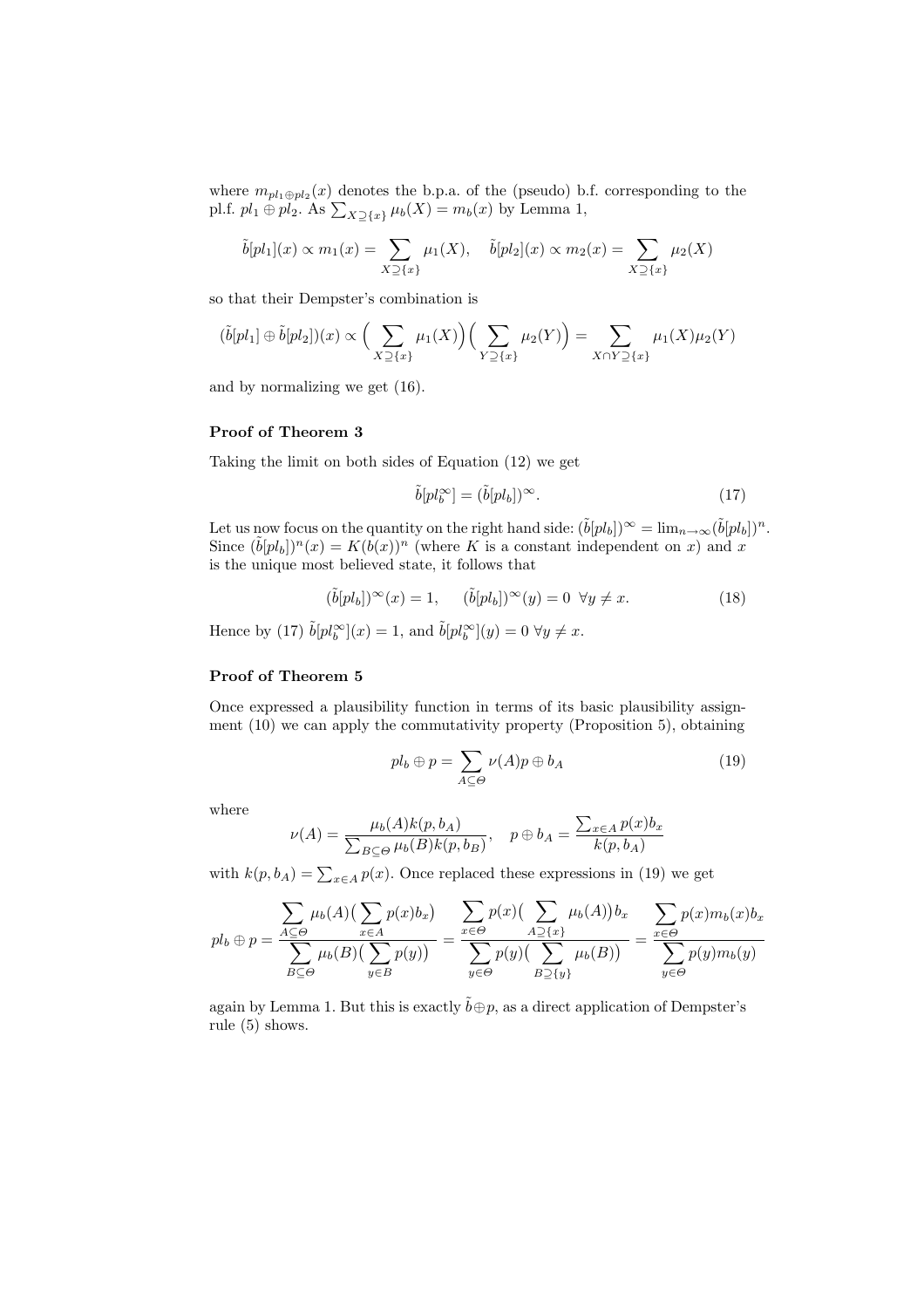where $m_{pl_1 \oplus pl_2}(x)$ denotes the b.p.a. of the (pseudo) b.f. corresponding to the pl.f. $pl_1 \oplus pl_2$. As $\sum_{X \supseteq \{x\}} \mu_b(X) = m_b(x)$ by Lemma 1,

$$\tilde{b}[pl_1](x) \propto m_1(x) = \sum_{X \supseteq \{x\}} \mu_1(X), \quad \tilde{b}[pl_2](x) \propto m_2(x) = \sum_{X \supseteq \{x\}} \mu_2(X)$$

so that their Dempster's combination is

$$(\tilde{b}[pl_1] \oplus \tilde{b}[pl_2])(x) \propto \Big( \sum_{X \supseteq \{x\}} \mu_1(X) \Big) \Big( \sum_{Y \supseteq \{x\}} \mu_2(Y) \Big) = \sum_{X \cap Y \supseteq \{x\}} \mu_1(X) \mu_2(Y)$$

and by normalizing we get (16).

**Proof of Theorem 3**

Taking the limit on both sides of Equation (12) we get

$$\tilde{b}[pl_b^\infty] = (\tilde{b}[pl_b])^\infty. \tag{17}$$

Let us now focus on the quantity on the right hand side: $(\tilde{b}[pl_b])^\infty = \lim_{n \to \infty} (\tilde{b}[pl_b])^n$. Since $(\tilde{b}[pl_b])^n(x) = K(b(x))^n$ (where $K$ is a constant independent on $x$) and $x$ is the unique most believed state, it follows that

$$(\tilde{b}[pl_b])^\infty(x) = 1, \qquad (\tilde{b}[pl_b])^\infty(y) = 0 \;\; \forall y \neq x. \tag{18}$$

Hence by (17) $\tilde{b}[pl_b^\infty](x) = 1$, and $\tilde{b}[pl_b^\infty](y) = 0$ $\forall y \neq x$.

**Proof of Theorem 5**

Once expressed a plausibility function in terms of its basic plausibility assignment (10) we can apply the commutativity property (Proposition 5), obtaining

$$pl_b \oplus p = \sum_{A \subseteq \Theta} \nu(A) p \oplus b_A \tag{19}$$

where

$$\nu(A) = \frac{\mu_b(A) k(p, b_A)}{\sum_{B \subseteq \Theta} \mu_b(B) k(p, b_B)}, \quad p \oplus b_A = \frac{\sum_{x \in A} p(x) b_x}{k(p, b_A)}$$

with $k(p, b_A) = \sum_{x \in A} p(x)$. Once replaced these expressions in (19) we get

$$pl_b \oplus p = \frac{\displaystyle\sum_{A \subseteq \Theta} \mu_b(A) \big( \sum_{x \in A} p(x) b_x \big)}{\displaystyle\sum_{B \subseteq \Theta} \mu_b(B) \big( \sum_{y \in B} p(y) \big)} = \frac{\displaystyle\sum_{x \in \Theta} p(x) \big( \sum_{A \supseteq \{x\}} \mu_b(A) \big) b_x}{\displaystyle\sum_{y \in \Theta} p(y) \big( \sum_{B \supseteq \{y\}} \mu_b(B) \big)} = \frac{\displaystyle\sum_{x \in \Theta} p(x) m_b(x) b_x}{\displaystyle\sum_{y \in \Theta} p(y) m_b(y)}$$

again by Lemma 1. But this is exactly $\tilde{b} \oplus p$, as a direct application of Dempster's rule (5) shows.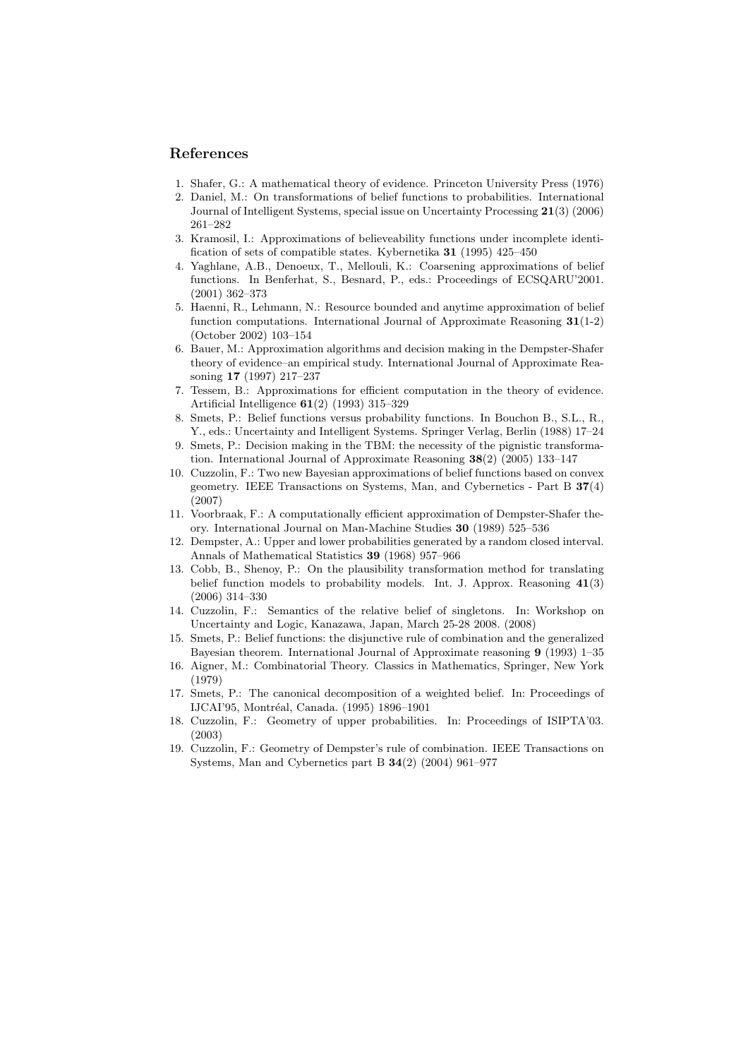## References

1. Shafer, G.: A mathematical theory of evidence. Princeton University Press (1976)
2. Daniel, M.: On transformations of belief functions to probabilities. International Journal of Intelligent Systems, special issue on Uncertainty Processing **21**(3) (2006) 261–282
3. Kramosil, I.: Approximations of believeability functions under incomplete identification of sets of compatible states. Kybernetika **31** (1995) 425–450
4. Yaghlane, A.B., Denoeux, T., Mellouli, K.: Coarsening approximations of belief functions. In Benferhat, S., Besnard, P., eds.: Proceedings of ECSQARU'2001. (2001) 362–373
5. Haenni, R., Lehmann, N.: Resource bounded and anytime approximation of belief function computations. International Journal of Approximate Reasoning **31**(1-2) (October 2002) 103–154
6. Bauer, M.: Approximation algorithms and decision making in the Dempster-Shafer theory of evidence–an empirical study. International Journal of Approximate Reasoning **17** (1997) 217–237
7. Tessem, B.: Approximations for efficient computation in the theory of evidence. Artificial Intelligence **61**(2) (1993) 315–329
8. Smets, P.: Belief functions versus probability functions. In Bouchon B., S.L., R., Y., eds.: Uncertainty and Intelligent Systems. Springer Verlag, Berlin (1988) 17–24
9. Smets, P.: Decision making in the TBM: the necessity of the pignistic transformation. International Journal of Approximate Reasoning **38**(2) (2005) 133–147
10. Cuzzolin, F.: Two new Bayesian approximations of belief functions based on convex geometry. IEEE Transactions on Systems, Man, and Cybernetics - Part B **37**(4) (2007)
11. Voorbraak, F.: A computationally efficient approximation of Dempster-Shafer theory. International Journal on Man-Machine Studies **30** (1989) 525–536
12. Dempster, A.: Upper and lower probabilities generated by a random closed interval. Annals of Mathematical Statistics **39** (1968) 957–966
13. Cobb, B., Shenoy, P.: On the plausibility transformation method for translating belief function models to probability models. Int. J. Approx. Reasoning **41**(3) (2006) 314–330
14. Cuzzolin, F.: Semantics of the relative belief of singletons. In: Workshop on Uncertainty and Logic, Kanazawa, Japan, March 25-28 2008. (2008)
15. Smets, P.: Belief functions: the disjunctive rule of combination and the generalized Bayesian theorem. International Journal of Approximate reasoning **9** (1993) 1–35
16. Aigner, M.: Combinatorial Theory. Classics in Mathematics, Springer, New York (1979)
17. Smets, P.: The canonical decomposition of a weighted belief. In: Proceedings of IJCAI'95, Montréal, Canada. (1995) 1896–1901
18. Cuzzolin, F.: Geometry of upper probabilities. In: Proceedings of ISIPTA'03. (2003)
19. Cuzzolin, F.: Geometry of Dempster's rule of combination. IEEE Transactions on Systems, Man and Cybernetics part B **34**(2) (2004) 961–977